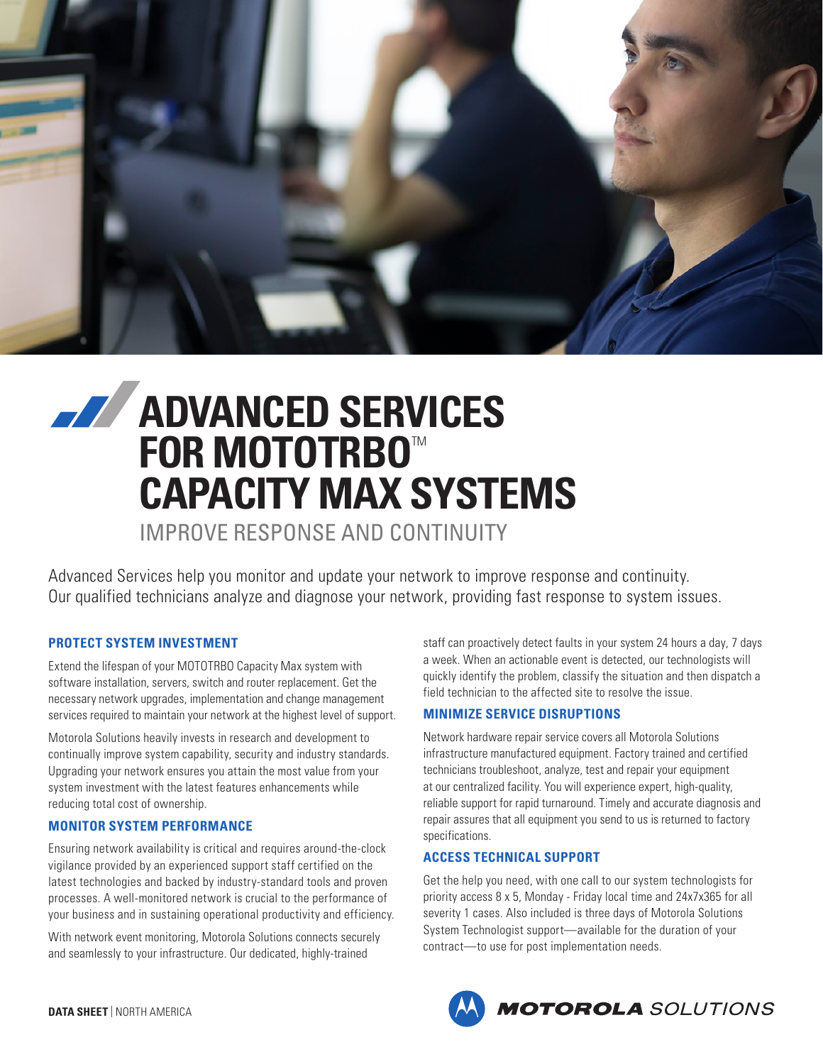# ADVANCED SERVICES FOR MOTOTRBO™ CAPACITY MAX SYSTEMS

## IMPROVE RESPONSE AND CONTINUITY

Advanced Services help you monitor and update your network to improve response and continuity. Our qualified technicians analyze and diagnose your network, providing fast response to system issues.

### PROTECT SYSTEM INVESTMENT

Extend the lifespan of your MOTOTRBO Capacity Max system with software installation, servers, switch and router replacement. Get the necessary network upgrades, implementation and change management services required to maintain your network at the highest level of support.

Motorola Solutions heavily invests in research and development to continually improve system capability, security and industry standards. Upgrading your network ensures you attain the most value from your system investment with the latest features enhancements while reducing total cost of ownership.

### MONITOR SYSTEM PERFORMANCE

Ensuring network availability is critical and requires around-the-clock vigilance provided by an experienced support staff certified on the latest technologies and backed by industry-standard tools and proven processes. A well-monitored network is crucial to the performance of your business and in sustaining operational productivity and efficiency.

With network event monitoring, Motorola Solutions connects securely and seamlessly to your infrastructure. Our dedicated, highly-trained staff can proactively detect faults in your system 24 hours a day, 7 days a week. When an actionable event is detected, our technologists will quickly identify the problem, classify the situation and then dispatch a field technician to the affected site to resolve the issue.

### MINIMIZE SERVICE DISRUPTIONS

Network hardware repair service covers all Motorola Solutions infrastructure manufactured equipment. Factory trained and certified technicians troubleshoot, analyze, test and repair your equipment at our centralized facility. You will experience expert, high-quality, reliable support for rapid turnaround. Timely and accurate diagnosis and repair assures that all equipment you send to us is returned to factory specifications.

### ACCESS TECHNICAL SUPPORT

Get the help you need, with one call to our system technologists for priority access 8 x 5, Monday - Friday local time and 24x7x365 for all severity 1 cases. Also included is three days of Motorola Solutions System Technologist support—available for the duration of your contract—to use for post implementation needs.

**DATA SHEET** | NORTH AMERICA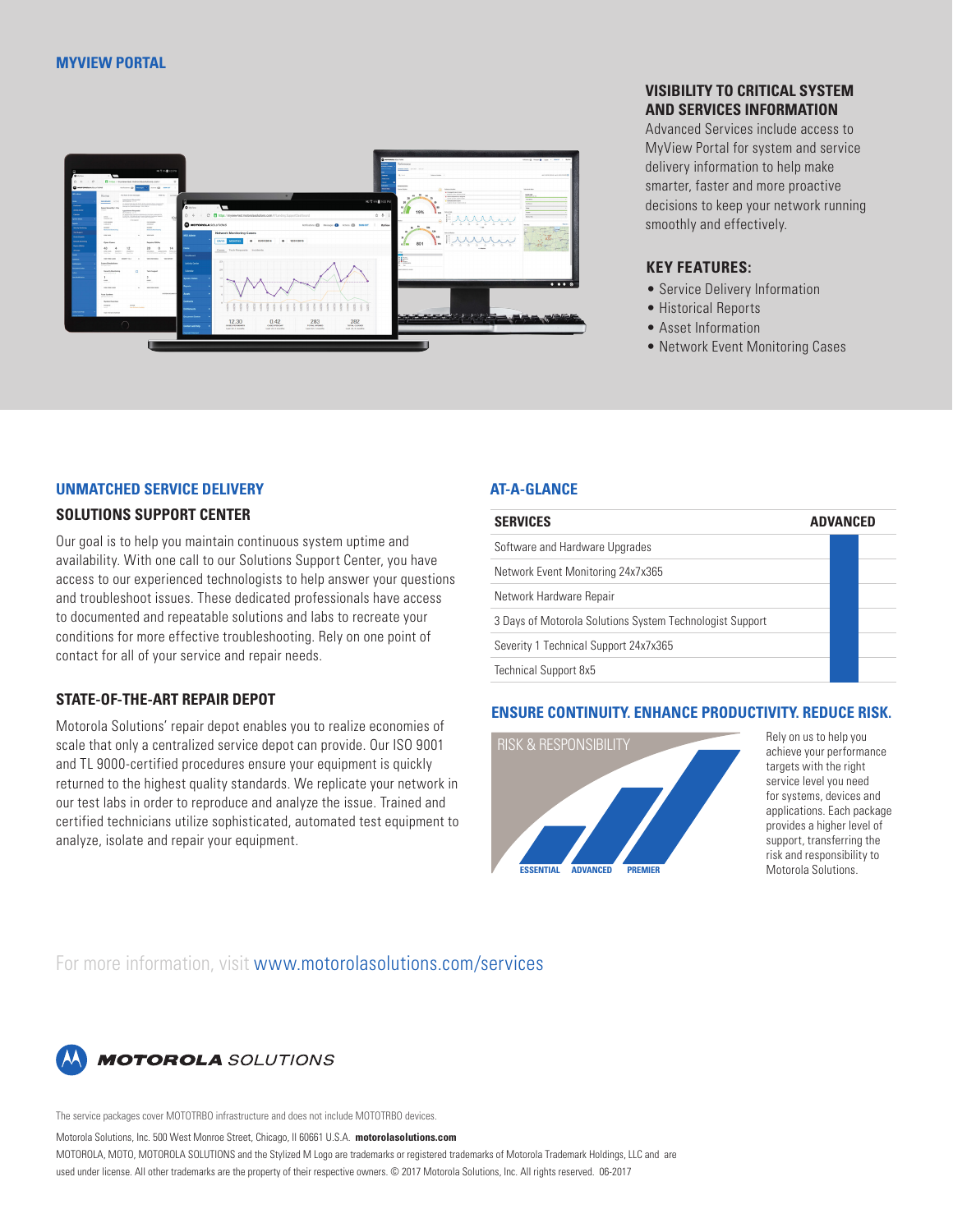## MYVIEW PORTAL

### VISIBILITY TO CRITICAL SYSTEM AND SERVICES INFORMATION

Advanced Services include access to MyView Portal for system and service delivery information to help make smarter, faster and more proactive decisions to keep your network running smoothly and effectively.

### KEY FEATURES:

- Service Delivery Information
- Historical Reports
- Asset Information
- Network Event Monitoring Cases

## UNMATCHED SERVICE DELIVERY

### SOLUTIONS SUPPORT CENTER

Our goal is to help you maintain continuous system uptime and availability. With one call to our Solutions Support Center, you have access to our experienced technologists to help answer your questions and troubleshoot issues. These dedicated professionals have access to documented and repeatable solutions and labs to recreate your conditions for more effective troubleshooting. Rely on one point of contact for all of your service and repair needs.

### STATE-OF-THE-ART REPAIR DEPOT

Motorola Solutions' repair depot enables you to realize economies of scale that only a centralized service depot can provide. Our ISO 9001 and TL 9000-certified procedures ensure your equipment is quickly returned to the highest quality standards. We replicate your network in our test labs in order to reproduce and analyze the issue. Trained and certified technicians utilize sophisticated, automated test equipment to analyze, isolate and repair your equipment.

## AT-A-GLANCE

| SERVICES | ADVANCED |
|---|---|
| Software and Hardware Upgrades | ■ |
| Network Event Monitoring 24x7x365 | ■ |
| Network Hardware Repair | ■ |
| 3 Days of Motorola Solutions System Technologist Support | ■ |
| Severity 1 Technical Support 24x7x365 | ■ |
| Technical Support 8x5 | ■ |

## ENSURE CONTINUITY. ENHANCE PRODUCTIVITY. REDUCE RISK.

RISK & RESPONSIBILITY

ESSENTIAL ADVANCED PREMIER

Rely on us to help you achieve your performance targets with the right service level you need for systems, devices and applications. Each package provides a higher level of support, transferring the risk and responsibility to Motorola Solutions.

For more information, visit www.motorolasolutions.com/services

MOTOROLA SOLUTIONS

The service packages cover MOTOTRBO infrastructure and does not include MOTOTRBO devices.

Motorola Solutions, Inc. 500 West Monroe Street, Chicago, Il 60661 U.S.A. **motorolasolutions.com**

MOTOROLA, MOTO, MOTOROLA SOLUTIONS and the Stylized M Logo are trademarks or registered trademarks of Motorola Trademark Holdings, LLC and are used under license. All other trademarks are the property of their respective owners. © 2017 Motorola Solutions, Inc. All rights reserved. 06-2017